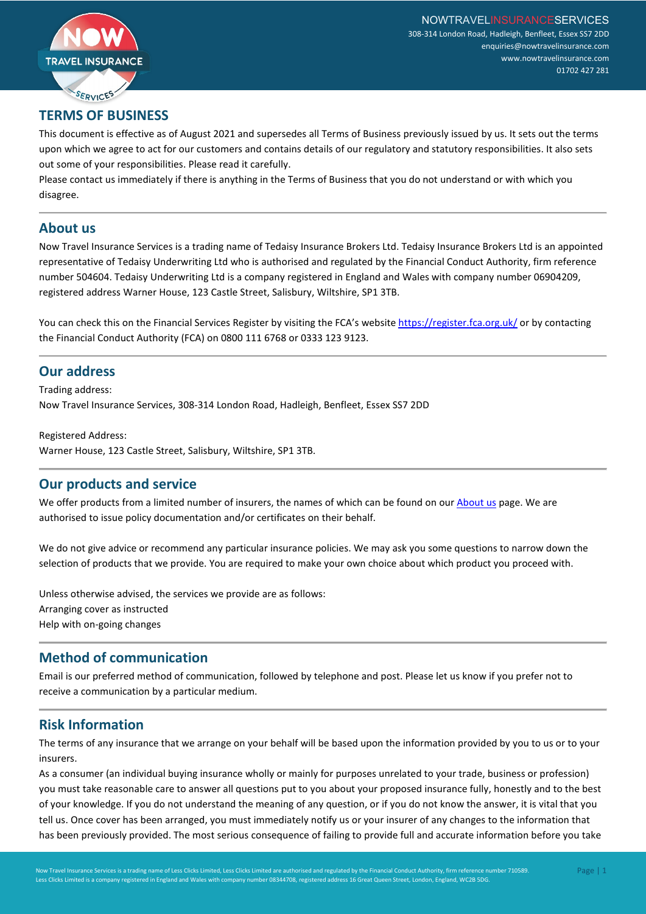## TERMS OF BUSINESS

This document is effective as of August 2021 and supersedes all Terms of Business previously issued by us. It sets out the terms upon which we agree to act for our customers and contains details of our regulatory and statutory responsibilities. It also sets out some of your responsibilities. Please read it carefully.

Please contact us immediately if there is anything in the Terms of Business that you do not understand or with which you disagree.

## About us

Now Travel Insurance Services is a trading name of Tedaisy Insurance Brokers Ltd. Tedaisy Insurance Brokers Ltd is an appointed representative of Tedaisy Underwriting Ltd who is authorised and regulated by the Financial Conduct Authority, firm reference number 504604. Tedaisy Underwriting Ltd is a company registered in England and Wales with company number 06904209, registered address Warner House, 123 Castle Street, Salisbury, Wiltshire, SP1 3TB.

You can check this on the Financial Services Register by visiting the FCA's website https://register.fca.org.uk/ or by contacting the Financial Conduct Authority (FCA) on 0800 111 6768 or 0333 123 9123.

## Our address

Trading address:
Now Travel Insurance Services, 308-314 London Road, Hadleigh, Benfleet, Essex SS7 2DD

Registered Address:
Warner House, 123 Castle Street, Salisbury, Wiltshire, SP1 3TB.

## Our products and service

We offer products from a limited number of insurers, the names of which can be found on our About us page. We are authorised to issue policy documentation and/or certificates on their behalf.

We do not give advice or recommend any particular insurance policies. We may ask you some questions to narrow down the selection of products that we provide. You are required to make your own choice about which product you proceed with.

Unless otherwise advised, the services we provide are as follows:
Arranging cover as instructed
Help with on-going changes

## Method of communication

Email is our preferred method of communication, followed by telephone and post. Please let us know if you prefer not to receive a communication by a particular medium.

## Risk Information

The terms of any insurance that we arrange on your behalf will be based upon the information provided by you to us or to your insurers.

As a consumer (an individual buying insurance wholly or mainly for purposes unrelated to your trade, business or profession) you must take reasonable care to answer all questions put to you about your proposed insurance fully, honestly and to the best of your knowledge. If you do not understand the meaning of any question, or if you do not know the answer, it is vital that you tell us. Once cover has been arranged, you must immediately notify us or your insurer of any changes to the information that has been previously provided. The most serious consequence of failing to provide full and accurate information before you take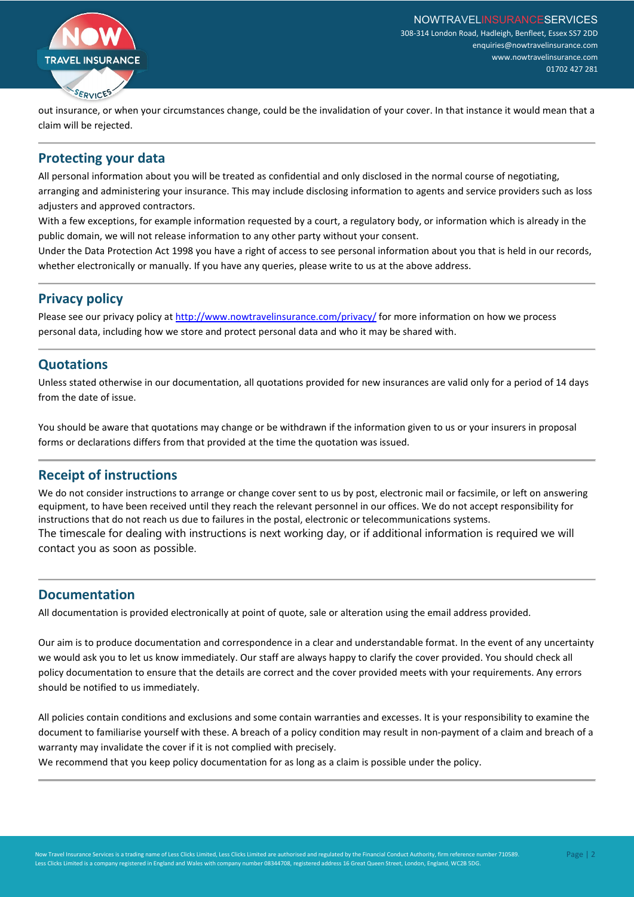out insurance, or when your circumstances change, could be the invalidation of your cover. In that instance it would mean that a claim will be rejected.

## Protecting your data

All personal information about you will be treated as confidential and only disclosed in the normal course of negotiating, arranging and administering your insurance. This may include disclosing information to agents and service providers such as loss adjusters and approved contractors.

With a few exceptions, for example information requested by a court, a regulatory body, or information which is already in the public domain, we will not release information to any other party without your consent.

Under the Data Protection Act 1998 you have a right of access to see personal information about you that is held in our records, whether electronically or manually. If you have any queries, please write to us at the above address.

## Privacy policy

Please see our privacy policy at [http://www.nowtravelinsurance.com/privacy/](http://www.nowtravelinsurance.com/privacy/) for more information on how we process personal data, including how we store and protect personal data and who it may be shared with.

## Quotations

Unless stated otherwise in our documentation, all quotations provided for new insurances are valid only for a period of 14 days from the date of issue.

You should be aware that quotations may change or be withdrawn if the information given to us or your insurers in proposal forms or declarations differs from that provided at the time the quotation was issued.

## Receipt of instructions

We do not consider instructions to arrange or change cover sent to us by post, electronic mail or facsimile, or left on answering equipment, to have been received until they reach the relevant personnel in our offices. We do not accept responsibility for instructions that do not reach us due to failures in the postal, electronic or telecommunications systems.

The timescale for dealing with instructions is next working day, or if additional information is required we will contact you as soon as possible.

## Documentation

All documentation is provided electronically at point of quote, sale or alteration using the email address provided.

Our aim is to produce documentation and correspondence in a clear and understandable format. In the event of any uncertainty we would ask you to let us know immediately. Our staff are always happy to clarify the cover provided. You should check all policy documentation to ensure that the details are correct and the cover provided meets with your requirements. Any errors should be notified to us immediately.

All policies contain conditions and exclusions and some contain warranties and excesses. It is your responsibility to examine the document to familiarise yourself with these. A breach of a policy condition may result in non-payment of a claim and breach of a warranty may invalidate the cover if it is not complied with precisely.

We recommend that you keep policy documentation for as long as a claim is possible under the policy.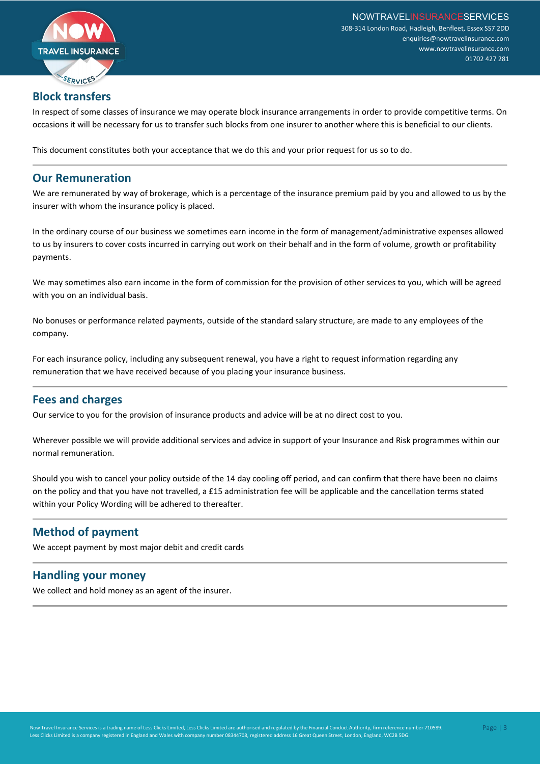## Block transfers

In respect of some classes of insurance we may operate block insurance arrangements in order to provide competitive terms. On occasions it will be necessary for us to transfer such blocks from one insurer to another where this is beneficial to our clients.

This document constitutes both your acceptance that we do this and your prior request for us so to do.

## Our Remuneration

We are remunerated by way of brokerage, which is a percentage of the insurance premium paid by you and allowed to us by the insurer with whom the insurance policy is placed.

In the ordinary course of our business we sometimes earn income in the form of management/administrative expenses allowed to us by insurers to cover costs incurred in carrying out work on their behalf and in the form of volume, growth or profitability payments.

We may sometimes also earn income in the form of commission for the provision of other services to you, which will be agreed with you on an individual basis.

No bonuses or performance related payments, outside of the standard salary structure, are made to any employees of the company.

For each insurance policy, including any subsequent renewal, you have a right to request information regarding any remuneration that we have received because of you placing your insurance business.

## Fees and charges

Our service to you for the provision of insurance products and advice will be at no direct cost to you.

Wherever possible we will provide additional services and advice in support of your Insurance and Risk programmes within our normal remuneration.

Should you wish to cancel your policy outside of the 14 day cooling off period, and can confirm that there have been no claims on the policy and that you have not travelled, a £15 administration fee will be applicable and the cancellation terms stated within your Policy Wording will be adhered to thereafter.

## Method of payment

We accept payment by most major debit and credit cards

## Handling your money

We collect and hold money as an agent of the insurer.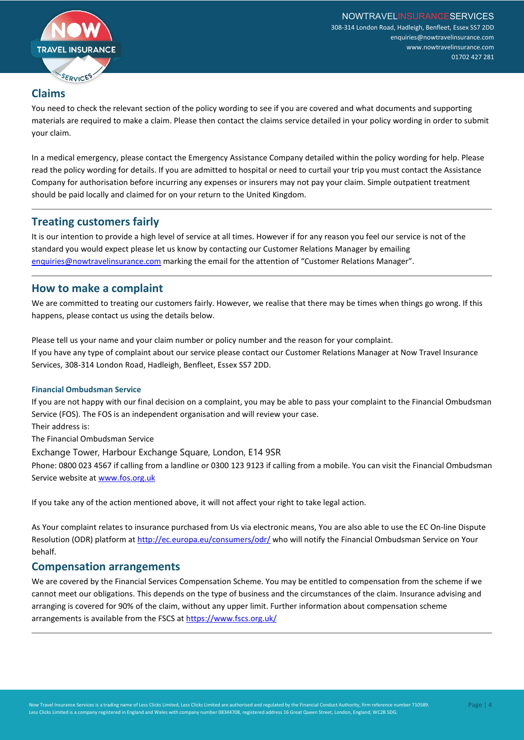## Claims

You need to check the relevant section of the policy wording to see if you are covered and what documents and supporting materials are required to make a claim. Please then contact the claims service detailed in your policy wording in order to submit your claim.

In a medical emergency, please contact the Emergency Assistance Company detailed within the policy wording for help. Please read the policy wording for details. If you are admitted to hospital or need to curtail your trip you must contact the Assistance Company for authorisation before incurring any expenses or insurers may not pay your claim. Simple outpatient treatment should be paid locally and claimed for on your return to the United Kingdom.

## Treating customers fairly

It is our intention to provide a high level of service at all times. However if for any reason you feel our service is not of the standard you would expect please let us know by contacting our Customer Relations Manager by emailing enquiries@nowtravelinsurance.com marking the email for the attention of "Customer Relations Manager".

## How to make a complaint

We are committed to treating our customers fairly. However, we realise that there may be times when things go wrong. If this happens, please contact us using the details below.

Please tell us your name and your claim number or policy number and the reason for your complaint.
If you have any type of complaint about our service please contact our Customer Relations Manager at Now Travel Insurance Services, 308-314 London Road, Hadleigh, Benfleet, Essex SS7 2DD.

### Financial Ombudsman Service

If you are not happy with our final decision on a complaint, you may be able to pass your complaint to the Financial Ombudsman Service (FOS). The FOS is an independent organisation and will review your case.
Their address is:
The Financial Ombudsman Service
Exchange Tower, Harbour Exchange Square, London, E14 9SR
Phone: 0800 023 4567 if calling from a landline or 0300 123 9123 if calling from a mobile. You can visit the Financial Ombudsman Service website at www.fos.org.uk

If you take any of the action mentioned above, it will not affect your right to take legal action.

As Your complaint relates to insurance purchased from Us via electronic means, You are also able to use the EC On-line Dispute Resolution (ODR) platform at http://ec.europa.eu/consumers/odr/ who will notify the Financial Ombudsman Service on Your behalf.

## Compensation arrangements

We are covered by the Financial Services Compensation Scheme. You may be entitled to compensation from the scheme if we cannot meet our obligations. This depends on the type of business and the circumstances of the claim. Insurance advising and arranging is covered for 90% of the claim, without any upper limit. Further information about compensation scheme arrangements is available from the FSCS at https://www.fscs.org.uk/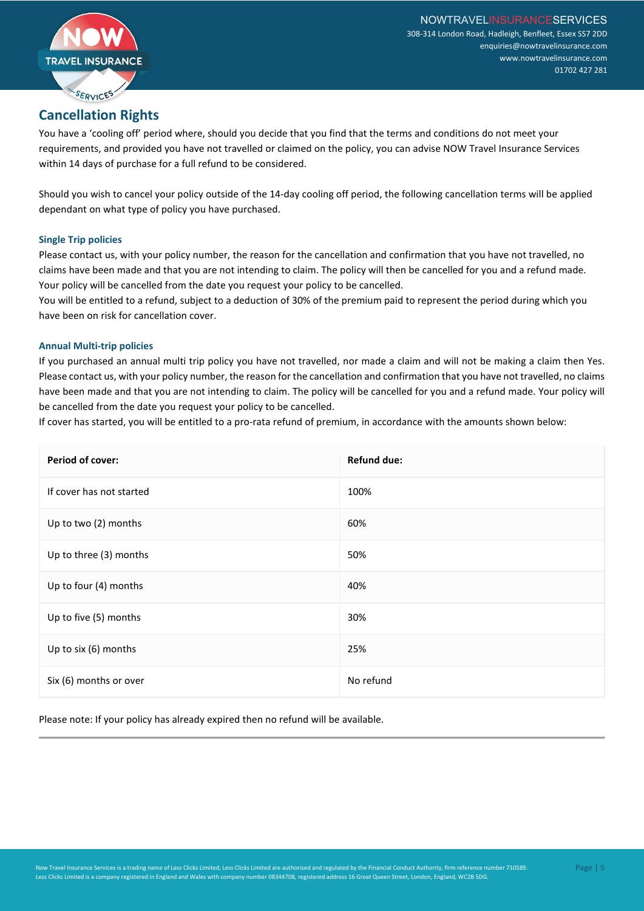## Cancellation Rights

You have a 'cooling off' period where, should you decide that you find that the terms and conditions do not meet your requirements, and provided you have not travelled or claimed on the policy, you can advise NOW Travel Insurance Services within 14 days of purchase for a full refund to be considered.

Should you wish to cancel your policy outside of the 14-day cooling off period, the following cancellation terms will be applied dependant on what type of policy you have purchased.

### Single Trip policies

Please contact us, with your policy number, the reason for the cancellation and confirmation that you have not travelled, no claims have been made and that you are not intending to claim. The policy will then be cancelled for you and a refund made. Your policy will be cancelled from the date you request your policy to be cancelled.
You will be entitled to a refund, subject to a deduction of 30% of the premium paid to represent the period during which you have been on risk for cancellation cover.

### Annual Multi-trip policies

If you purchased an annual multi trip policy you have not travelled, nor made a claim and will not be making a claim then Yes. Please contact us, with your policy number, the reason for the cancellation and confirmation that you have not travelled, no claims have been made and that you are not intending to claim. The policy will be cancelled for you and a refund made. Your policy will be cancelled from the date you request your policy to be cancelled.
If cover has started, you will be entitled to a pro-rata refund of premium, in accordance with the amounts shown below:

| Period of cover: | Refund due: |
|---|---|
| If cover has not started | 100% |
| Up to two (2) months | 60% |
| Up to three (3) months | 50% |
| Up to four (4) months | 40% |
| Up to five (5) months | 30% |
| Up to six (6) months | 25% |
| Six (6) months or over | No refund |

Please note: If your policy has already expired then no refund will be available.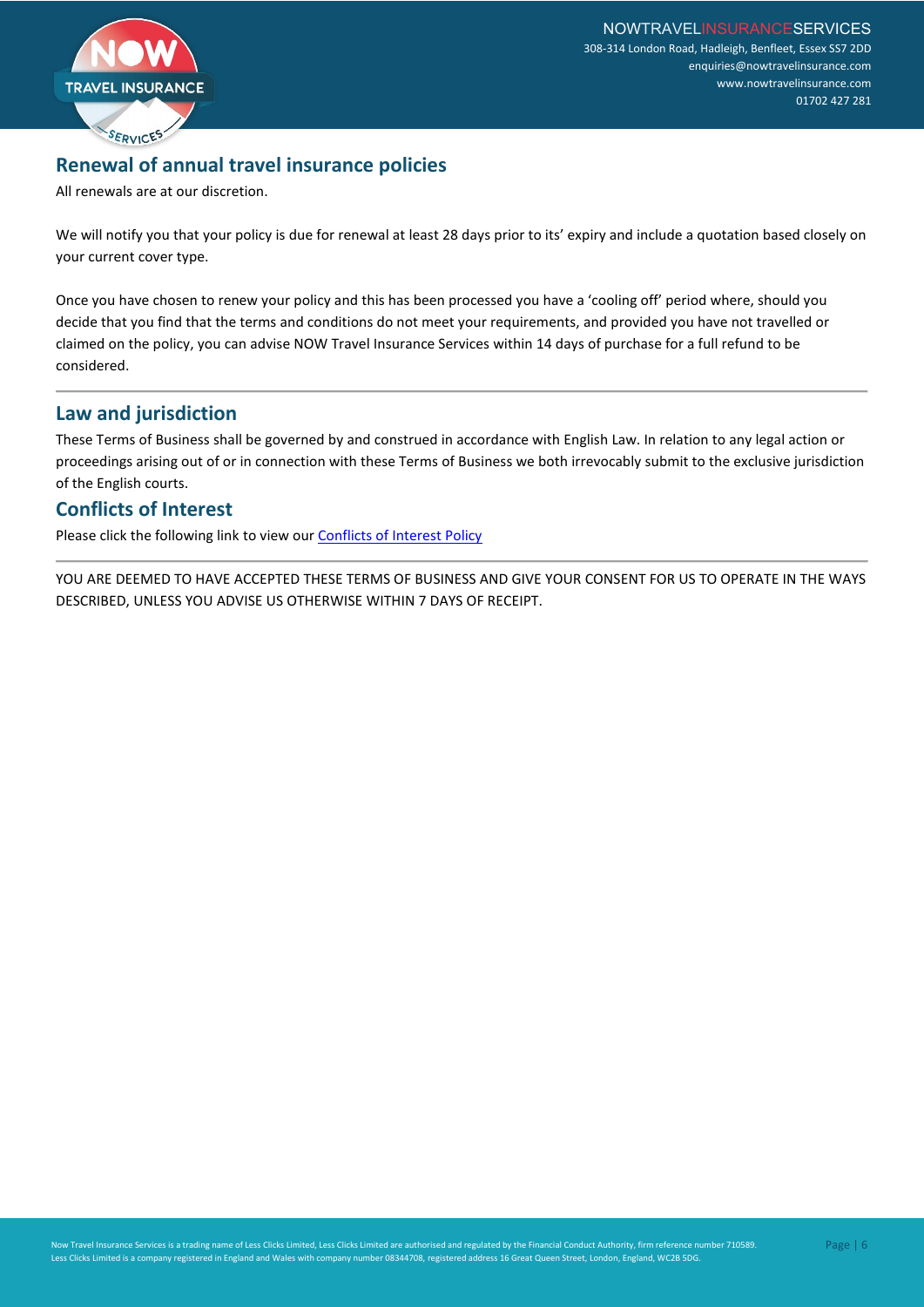## Renewal of annual travel insurance policies

All renewals are at our discretion.

We will notify you that your policy is due for renewal at least 28 days prior to its' expiry and include a quotation based closely on your current cover type.

Once you have chosen to renew your policy and this has been processed you have a 'cooling off' period where, should you decide that you find that the terms and conditions do not meet your requirements, and provided you have not travelled or claimed on the policy, you can advise NOW Travel Insurance Services within 14 days of purchase for a full refund to be considered.

---

## Law and jurisdiction

These Terms of Business shall be governed by and construed in accordance with English Law. In relation to any legal action or proceedings arising out of or in connection with these Terms of Business we both irrevocably submit to the exclusive jurisdiction of the English courts.

## Conflicts of Interest

Please click the following link to view our Conflicts of Interest Policy

---

YOU ARE DEEMED TO HAVE ACCEPTED THESE TERMS OF BUSINESS AND GIVE YOUR CONSENT FOR US TO OPERATE IN THE WAYS DESCRIBED, UNLESS YOU ADVISE US OTHERWISE WITHIN 7 DAYS OF RECEIPT.